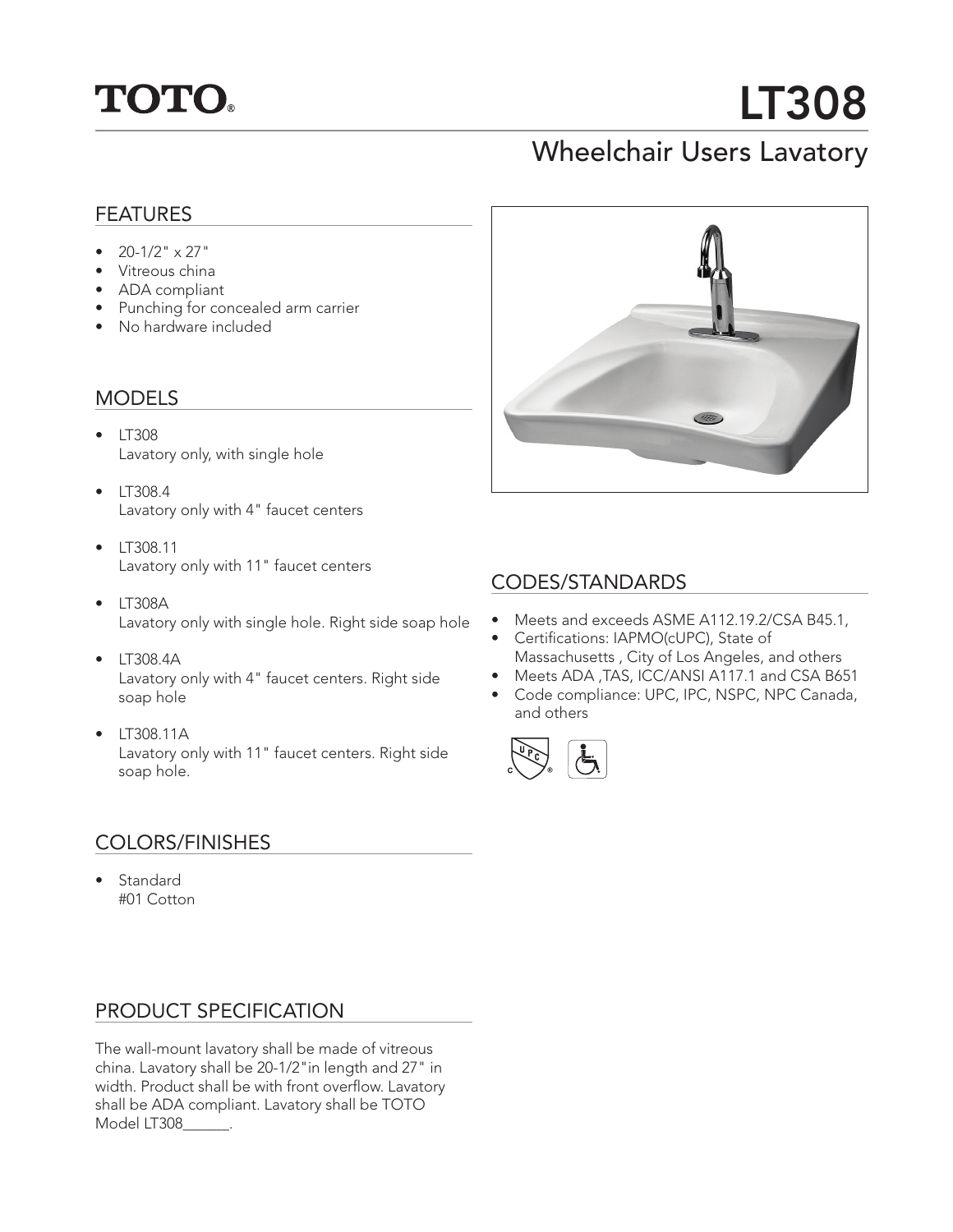TOTO®

# LT308

## Wheelchair Users Lavatory

### FEATURES

- 20-1/2" x 27"
- Vitreous china
- ADA compliant
- Punching for concealed arm carrier
- No hardware included

### MODELS

- LT308
  Lavatory only, with single hole
- LT308.4
  Lavatory only with 4" faucet centers
- LT308.11
  Lavatory only with 11" faucet centers
- LT308A
  Lavatory only with single hole. Right side soap hole
- LT308.4A
  Lavatory only with 4" faucet centers. Right side soap hole
- LT308.11A
  Lavatory only with 11" faucet centers. Right side soap hole.

### COLORS/FINISHES

- Standard
  #01 Cotton

### PRODUCT SPECIFICATION

The wall-mount lavatory shall be made of vitreous china. Lavatory shall be 20-1/2"in length and 27" in width. Product shall be with front overflow. Lavatory shall be ADA compliant. Lavatory shall be TOTO Model LT308______.

### CODES/STANDARDS

- Meets and exceeds ASME A112.19.2/CSA B45.1,
- Certifications: IAPMO(cUPC), State of Massachusetts , City of Los Angeles, and others
- Meets ADA ,TAS, ICC/ANSI A117.1 and CSA B651
- Code compliance: UPC, IPC, NSPC, NPC Canada, and others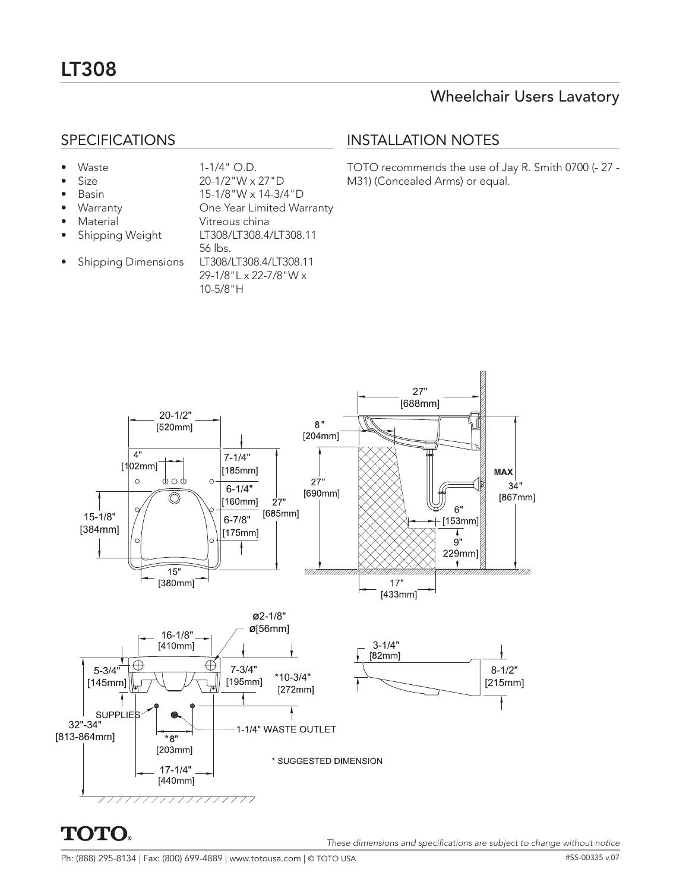# LT308

## Wheelchair Users Lavatory

## SPECIFICATIONS

- Waste 1-1/4" O.D.
- Size 20-1/2"W x 27"D
- Basin 15-1/8"W x 14-3/4"D
- Warranty One Year Limited Warranty
- Material Vitreous china
- Shipping Weight LT308/LT308.4/LT308.11 56 lbs.
- Shipping Dimensions LT308/LT308.4/LT308.11 29-1/8"L x 22-7/8"W x 10-5/8"H

## INSTALLATION NOTES

TOTO recommends the use of Jay R. Smith 0700 (- 27 - M31) (Concealed Arms) or equal.

20-1/2"
[520mm]
4"
[102mm]
7-1/4"
[185mm]
6-1/4"
[160mm]
27"
[685mm]
6-7/8"
[175mm]
15-1/8"
[384mm]
15"
[380mm]

27"
[688mm]
8"
[204mm]
27"
[690mm]
MAX
34"
[867mm]
6"
[153mm]
9"
229mm]
17"
[433mm]

ø2-1/8"
ø[56mm]
16-1/8"
[410mm]
5-3/4"
[145mm]
7-3/4"
[195mm]
*10-3/4"
[272mm]
SUPPLIES
32"-34"
[813-864mm]
1-1/4" WASTE OUTLET
*8"
[203mm]
17-1/4"
[440mm]
\* SUGGESTED DIMENSION

3-1/4"
[82mm]
8-1/2"
[215mm]

TOTO

*These dimensions and specifications are subject to change without notice*

Ph: (888) 295-8134 | Fax: (800) 699-4889 | www.totousa.com | © TOTO USA

#SS-00335 v.07